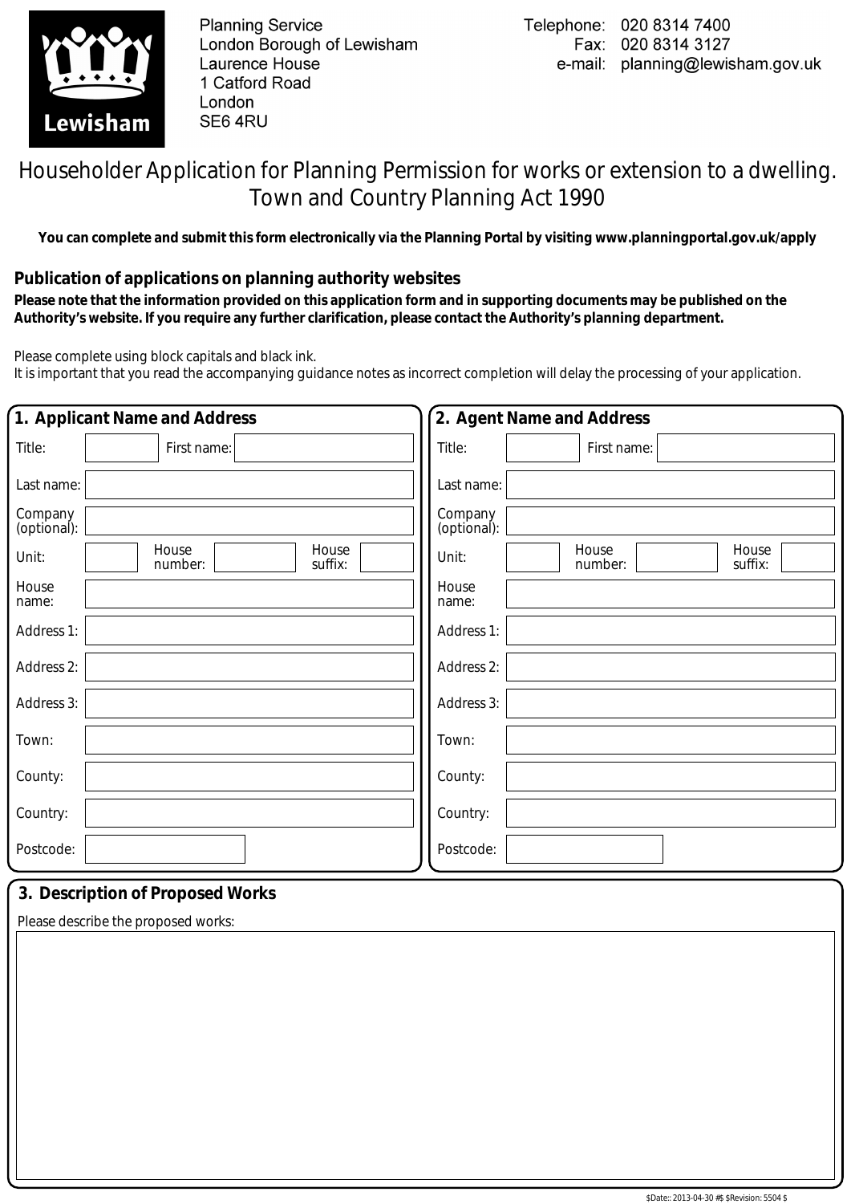Planning Service
London Borough of Lewisham
Laurence House
1 Catford Road
London
SE6 4RU

Telephone: 020 8314 7400
Fax: 020 8314 3127
e-mail: planning@lewisham.gov.uk

# Householder Application for Planning Permission for works or extension to a dwelling. Town and Country Planning Act 1990

**You can complete and submit this form electronically via the Planning Portal by visiting www.planningportal.gov.uk/apply**

## Publication of applications on planning authority websites

**Please note that the information provided on this application form and in supporting documents may be published on the Authority's website. If you require any further clarification, please contact the Authority's planning department.**

Please complete using block capitals and black ink.
It is important that you read the accompanying guidance notes as incorrect completion will delay the processing of your application.

## 1. Applicant Name and Address

| | |
|---|---|
| Title: | |
| First name: | |
| Last name: | |
| Company (optional): | |
| Unit: | |
| House number: | |
| House suffix: | |
| House name: | |
| Address 1: | |
| Address 2: | |
| Address 3: | |
| Town: | |
| County: | |
| Country: | |
| Postcode: | |

## 2. Agent Name and Address

| | |
|---|---|
| Title: | |
| First name: | |
| Last name: | |
| Company (optional): | |
| Unit: | |
| House number: | |
| House suffix: | |
| House name: | |
| Address 1: | |
| Address 2: | |
| Address 3: | |
| Town: | |
| County: | |
| Country: | |
| Postcode: | |

## 3. Description of Proposed Works

Please describe the proposed works:

$Date:: 2013-04-30 #$ $Revision: 5504 $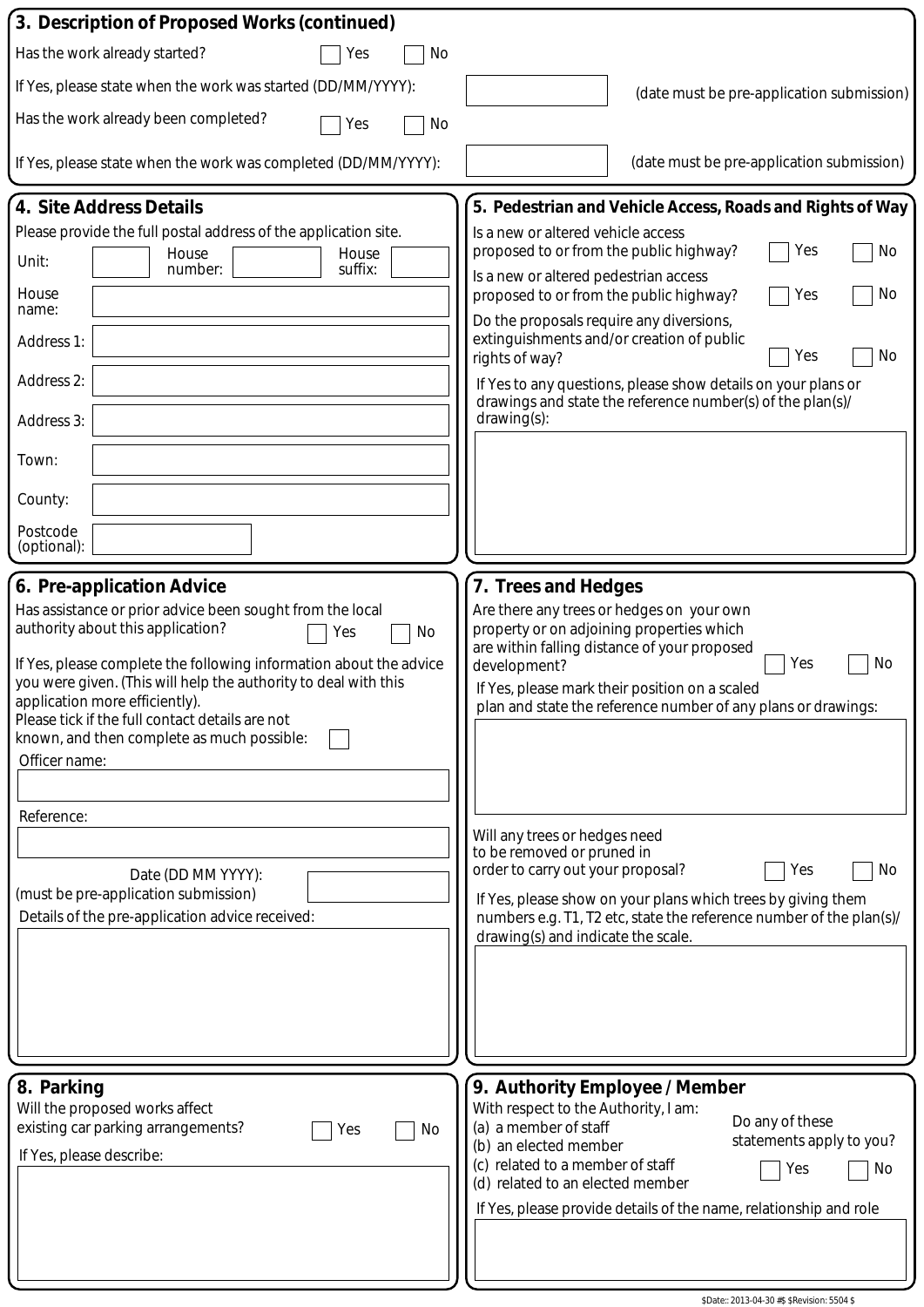## 3. Description of Proposed Works (continued)

Has the work already started? ☐ Yes ☐ No

If Yes, please state when the work was started (DD/MM/YYYY): ________ (date must be pre-application submission)

Has the work already been completed? ☐ Yes ☐ No

If Yes, please state when the work was completed (DD/MM/YYYY): ________ (date must be pre-application submission)

## 4. Site Address Details

Please provide the full postal address of the application site.

Unit: ________ House number: ________ House suffix: ________

House name: ________

Address 1: ________

Address 2: ________

Address 3: ________

Town: ________

County: ________

Postcode (optional): ________

## 5. Pedestrian and Vehicle Access, Roads and Rights of Way

Is a new or altered vehicle access proposed to or from the public highway? ☐ Yes ☐ No

Is a new or altered pedestrian access proposed to or from the public highway? ☐ Yes ☐ No

Do the proposals require any diversions, extinguishments and/or creation of public rights of way? ☐ Yes ☐ No

If Yes to any questions, please show details on your plans or drawings and state the reference number(s) of the plan(s)/ drawing(s):

________

## 6. Pre-application Advice

Has assistance or prior advice been sought from the local authority about this application? ☐ Yes ☐ No

If Yes, please complete the following information about the advice you were given. (This will help the authority to deal with this application more efficiently).

Please tick if the full contact details are not known, and then complete as much possible: ☐

Officer name:

________

Reference:

________

Date (DD MM YYYY): ________
(must be pre-application submission)

Details of the pre-application advice received:

________

## 7. Trees and Hedges

Are there any trees or hedges on your own property or on adjoining properties which are within falling distance of your proposed development? ☐ Yes ☐ No

If Yes, please mark their position on a scaled plan and state the reference number of any plans or drawings:

________

Will any trees or hedges need to be removed or pruned in order to carry out your proposal? ☐ Yes ☐ No

If Yes, please show on your plans which trees by giving them numbers e.g. T1, T2 etc, state the reference number of the plan(s)/ drawing(s) and indicate the scale.

________

## 8. Parking

Will the proposed works affect existing car parking arrangements? ☐ Yes ☐ No

If Yes, please describe:

________

## 9. Authority Employee / Member

With respect to the Authority, I am:

(a) a member of staff
(b) an elected member
(c) related to a member of staff
(d) related to an elected member

Do any of these statements apply to you? ☐ Yes ☐ No

If Yes, please provide details of the name, relationship and role

________

$Date:: 2013-04-30 #$ $Revision: 5504 $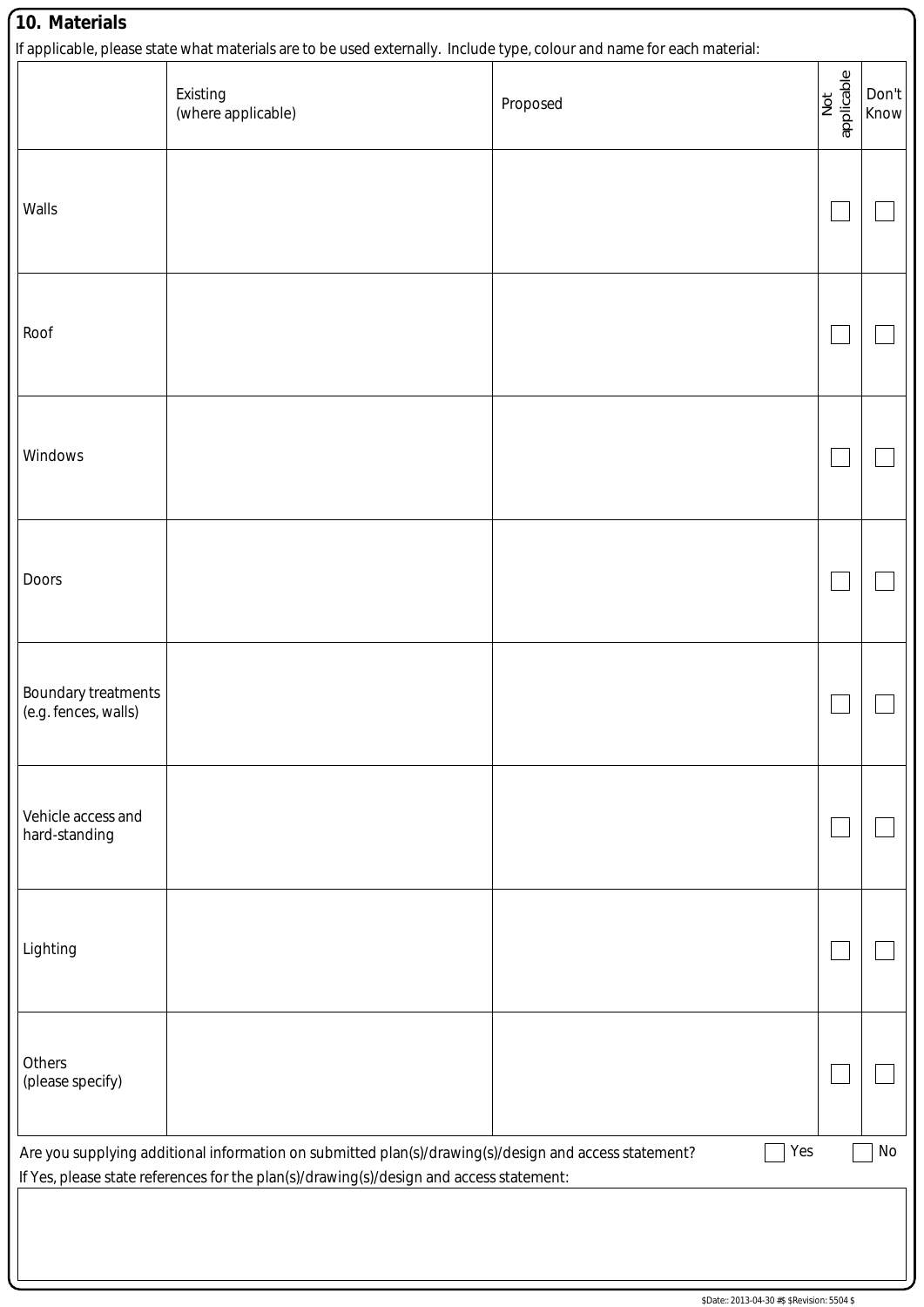## 10. Materials

If applicable, please state what materials are to be used externally. Include type, colour and name for each material:

| | Existing (where applicable) | Proposed | Not applicable | Don't Know |
|---|---|---|---|---|
| Walls | | | ☐ | ☐ |
| Roof | | | ☐ | ☐ |
| Windows | | | ☐ | ☐ |
| Doors | | | ☐ | ☐ |
| Boundary treatments (e.g. fences, walls) | | | ☐ | ☐ |
| Vehicle access and hard-standing | | | ☐ | ☐ |
| Lighting | | | ☐ | ☐ |
| Others (please specify) | | | ☐ | ☐ |

Are you supplying additional information on submitted plan(s)/drawing(s)/design and access statement? ☐ Yes ☐ No

If Yes, please state references for the plan(s)/drawing(s)/design and access statement:

$Date:: 2013-04-30 #$ $Revision: 5504 $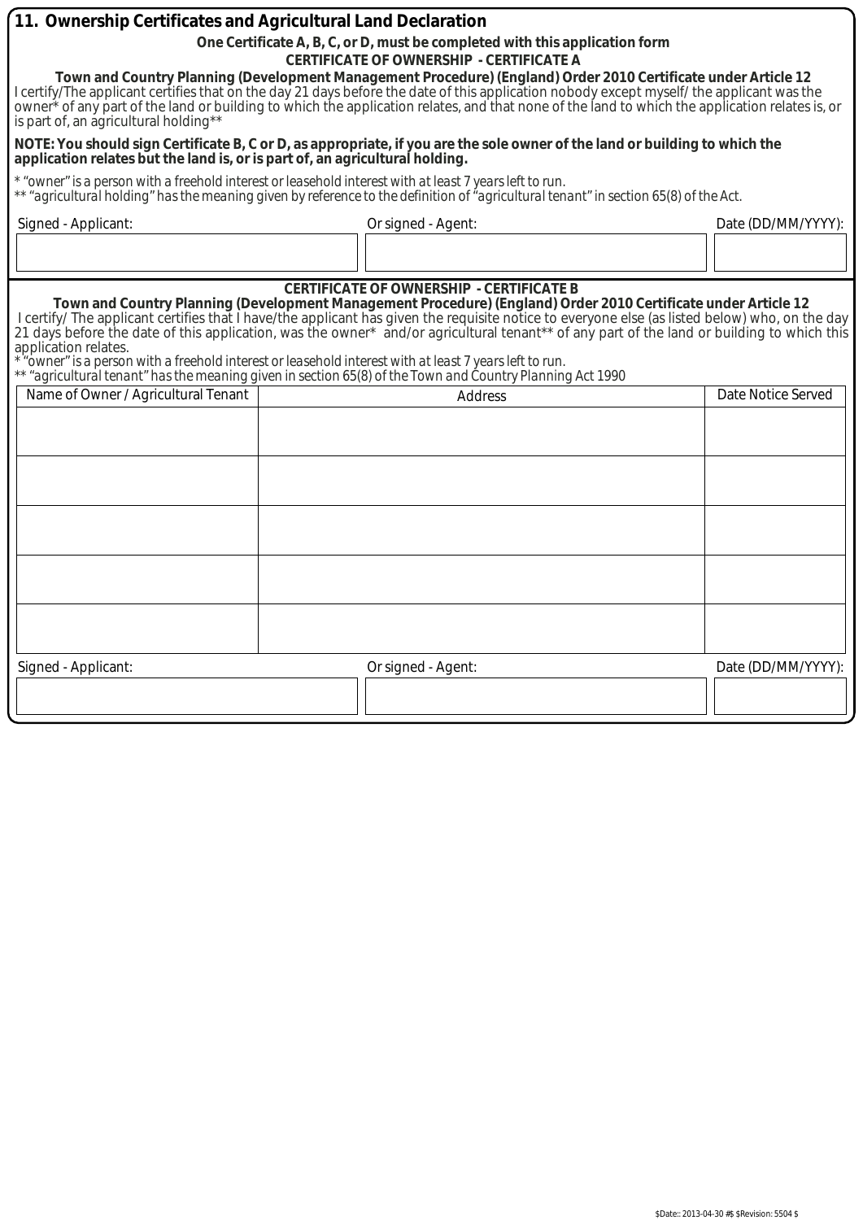## 11. Ownership Certificates and Agricultural Land Declaration

**One Certificate A, B, C, or D, must be completed with this application form**

**CERTIFICATE OF OWNERSHIP - CERTIFICATE A**

**Town and Country Planning (Development Management Procedure) (England) Order 2010 Certificate under Article 12**

I certify/The applicant certifies that on the day 21 days before the date of this application nobody except myself/ the applicant was the owner* of any part of the land or building to which the application relates, and that none of the land to which the application relates is, or is part of, an agricultural holding**

**NOTE: You should sign Certificate B, C or D, as appropriate, if you are the sole owner of the land or building to which the application relates but the land is, or is part of, an agricultural holding.**

*\* "owner" is a person with a freehold interest or leasehold interest with at least 7 years left to run.*
*\*\* "agricultural holding" has the meaning given by reference to the definition of "agricultural tenant" in section 65(8) of the Act.*

| Signed - Applicant: | Or signed - Agent: | Date (DD/MM/YYYY): |
| --- | --- | --- |
| | | |

**CERTIFICATE OF OWNERSHIP - CERTIFICATE B**

**Town and Country Planning (Development Management Procedure) (England) Order 2010 Certificate under Article 12**

I certify/ The applicant certifies that I have/the applicant has given the requisite notice to everyone else (as listed below) who, on the day 21 days before the date of this application, was the owner* and/or agricultural tenant** of any part of the land or building to which this application relates.

*\* "owner" is a person with a freehold interest or leasehold interest with at least 7 years left to run.*
*\*\* "agricultural tenant" has the meaning given in section 65(8) of the Town and Country Planning Act 1990*

| Name of Owner / Agricultural Tenant | Address | Date Notice Served |
| --- | --- | --- |
| | | |
| | | |
| | | |
| | | |
| | | |

| Signed - Applicant: | Or signed - Agent: | Date (DD/MM/YYYY): |
| --- | --- | --- |
| | | |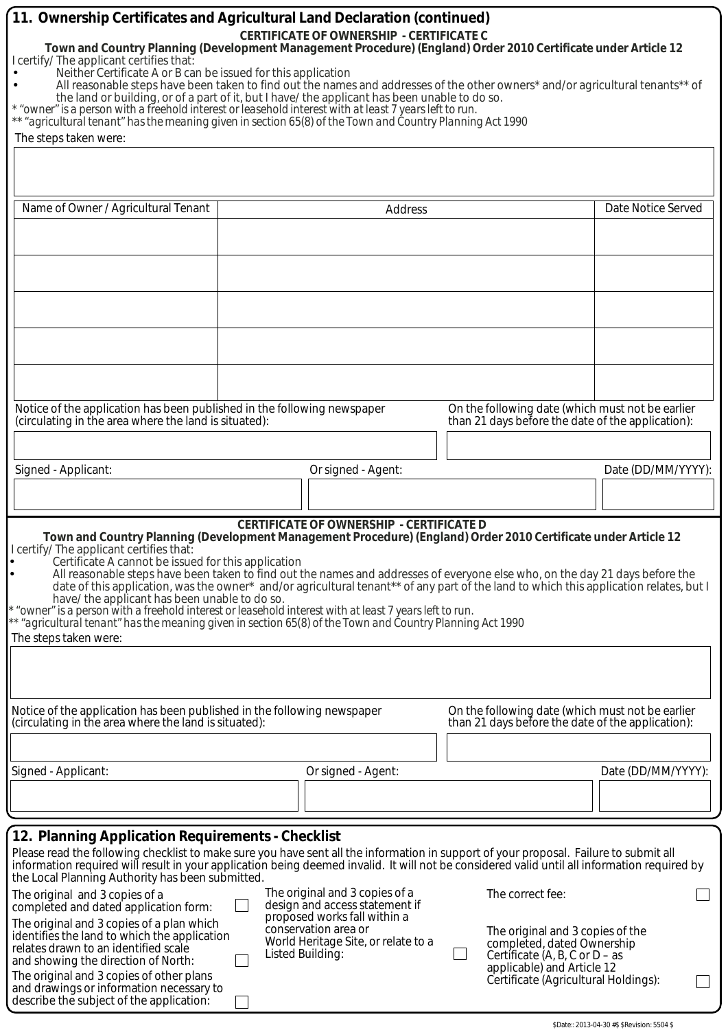## 11. Ownership Certificates and Agricultural Land Declaration (continued)

**CERTIFICATE OF OWNERSHIP - CERTIFICATE C**

**Town and Country Planning (Development Management Procedure) (England) Order 2010 Certificate under Article 12**

I certify/ The applicant certifies that:

- Neither Certificate A or B can be issued for this application
- All reasonable steps have been taken to find out the names and addresses of the other owners* and/or agricultural tenants** of the land or building, or of a part of it, but I have/ the applicant has been unable to do so.

* "owner" is a person with a freehold interest or leasehold interest with at least 7 years left to run.
** "agricultural tenant" has the meaning given in section 65(8) of the Town and Country Planning Act 1990

The steps taken were:

| Name of Owner / Agricultural Tenant | Address | Date Notice Served |
|---|---|---|
| | | |
| | | |
| | | |
| | | |
| | | |

Notice of the application has been published in the following newspaper (circulating in the area where the land is situated):

On the following date (which must not be earlier than 21 days before the date of the application):

Signed - Applicant:

Or signed - Agent:

Date (DD/MM/YYYY):

**CERTIFICATE OF OWNERSHIP - CERTIFICATE D**

**Town and Country Planning (Development Management Procedure) (England) Order 2010 Certificate under Article 12**

I certify/ The applicant certifies that:

- Certificate A cannot be issued for this application
- All reasonable steps have been taken to find out the names and addresses of everyone else who, on the day 21 days before the date of this application, was the owner* and/or agricultural tenant** of any part of the land to which this application relates, but I have/ the applicant has been unable to do so.

* "owner" is a person with a freehold interest or leasehold interest with at least 7 years left to run.
** "agricultural tenant" has the meaning given in section 65(8) of the Town and Country Planning Act 1990

The steps taken were:

Notice of the application has been published in the following newspaper (circulating in the area where the land is situated):

On the following date (which must not be earlier than 21 days before the date of the application):

Signed - Applicant:

Or signed - Agent:

Date (DD/MM/YYYY):

## 12. Planning Application Requirements - Checklist

Please read the following checklist to make sure you have sent all the information in support of your proposal. Failure to submit all information required will result in your application being deemed invalid. It will not be considered valid until all information required by the Local Planning Authority has been submitted.

- [ ] The original and 3 copies of a completed and dated application form:
- [ ] The original and 3 copies of a plan which identifies the land to which the application relates drawn to an identified scale and showing the direction of North:
- [ ] The original and 3 copies of other plans and drawings or information necessary to describe the subject of the application:
- [ ] The original and 3 copies of a design and access statement if proposed works fall within a conservation area or World Heritage Site, or relate to a Listed Building:
- [ ] The correct fee:
- [ ] The original and 3 copies of the completed, dated Ownership Certificate (A, B, C or D – as applicable) and Article 12 Certificate (Agricultural Holdings):

$Date:: 2013-04-30 #$ $Revision: 5504 $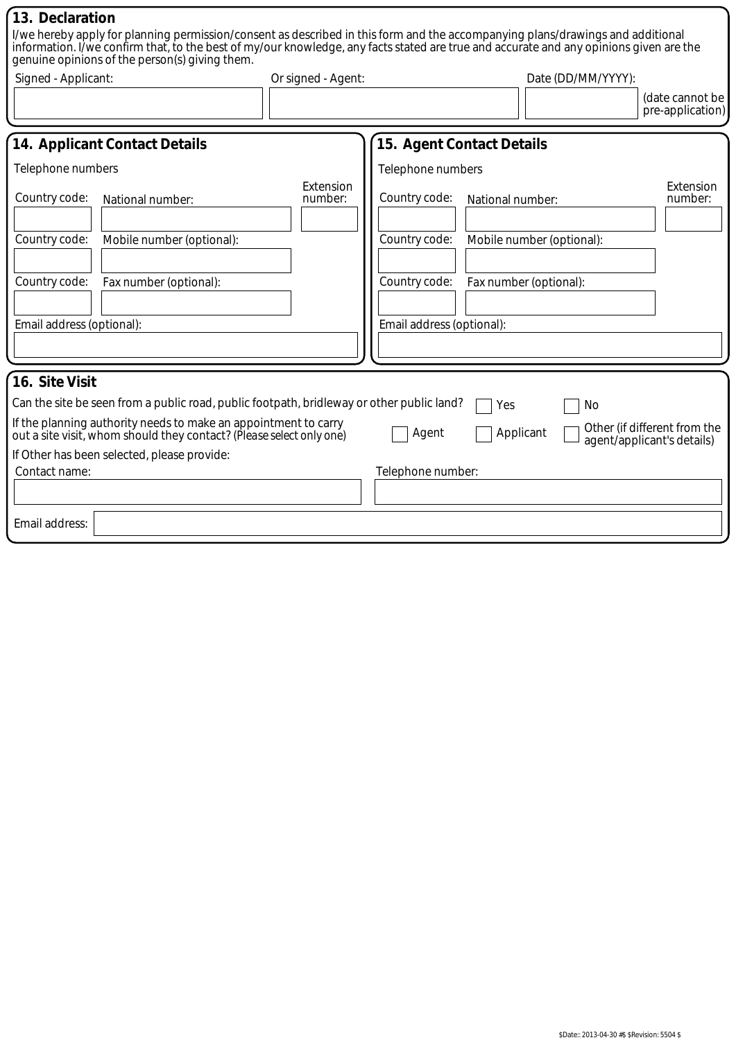## 13. Declaration

I/we hereby apply for planning permission/consent as described in this form and the accompanying plans/drawings and additional information. I/we confirm that, to the best of my/our knowledge, any facts stated are true and accurate and any opinions given are the genuine opinions of the person(s) giving them.

Signed - Applicant:

Or signed - Agent:

Date (DD/MM/YYYY):

(date cannot be pre-application)

## 14. Applicant Contact Details

Telephone numbers

Country code: National number: Extension number:

Country code: Mobile number (optional):

Country code: Fax number (optional):

Email address (optional):

## 15. Agent Contact Details

Telephone numbers

Country code: National number: Extension number:

Country code: Mobile number (optional):

Country code: Fax number (optional):

Email address (optional):

## 16. Site Visit

Can the site be seen from a public road, public footpath, bridleway or other public land? ☐ Yes ☐ No

If the planning authority needs to make an appointment to carry out a site visit, whom should they contact? (Please select only one) ☐ Agent ☐ Applicant ☐ Other (if different from the agent/applicant's details)

If Other has been selected, please provide:

Contact name:

Telephone number:

Email address: